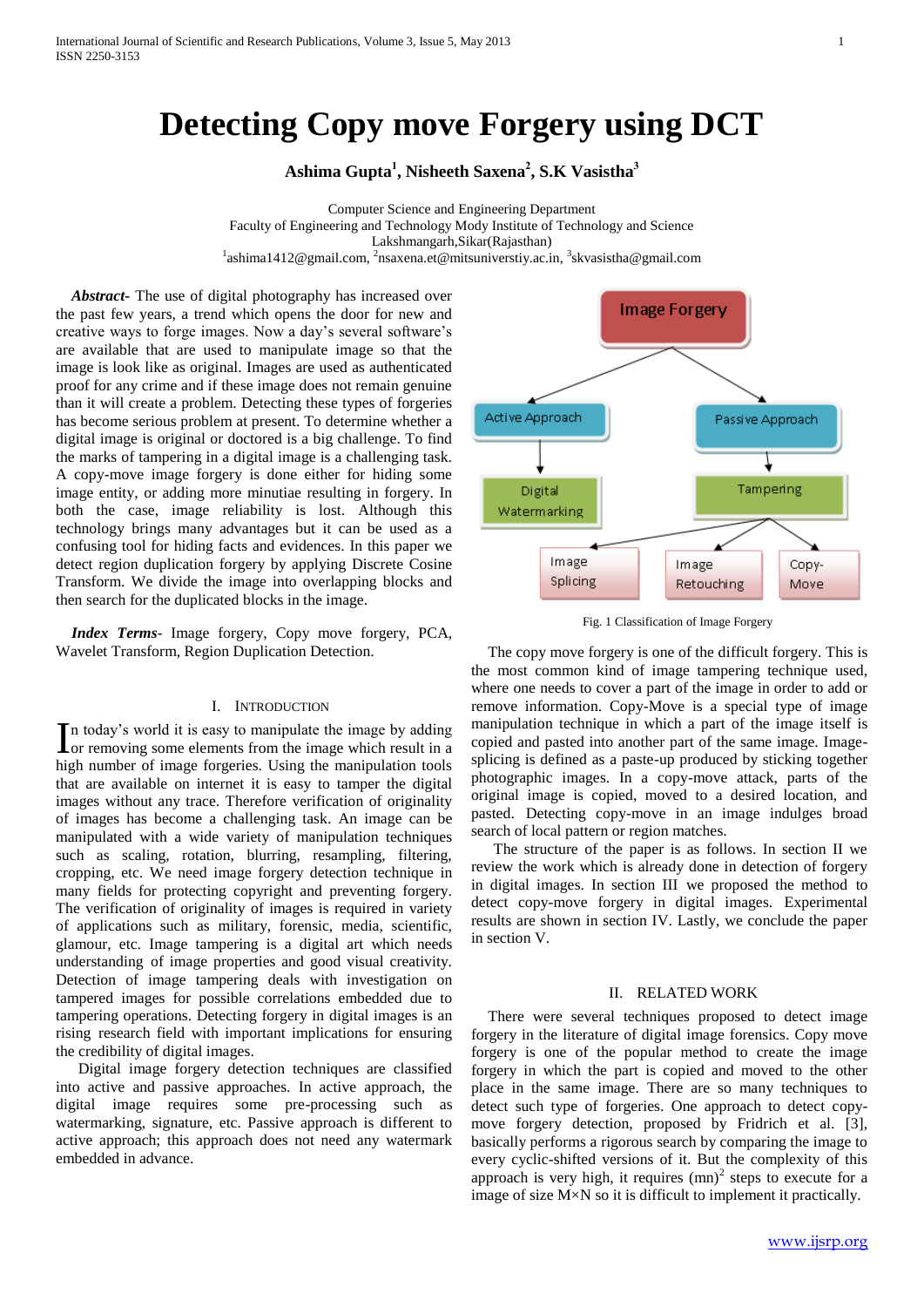# Detecting Copy move Forgery using DCT

**Ashima Gupta[1], Nisheeth Saxena[2], S.K Vasistha[3]**

Computer Science and Engineering Department
Faculty of Engineering and Technology Mody Institute of Technology and Science
Lakshmangarh,Sikar(Rajasthan)
[1]ashima1412@gmail.com, [2]nsaxena.et@mitsuniverstiy.ac.in, [3]skvasistha@gmail.com

***Abstract-*** The use of digital photography has increased over the past few years, a trend which opens the door for new and creative ways to forge images. Now a day's several software's are available that are used to manipulate image so that the image is look like as original. Images are used as authenticated proof for any crime and if these image does not remain genuine than it will create a problem. Detecting these types of forgeries has become serious problem at present. To determine whether a digital image is original or doctored is a big challenge. To find the marks of tampering in a digital image is a challenging task. A copy-move image forgery is done either for hiding some image entity, or adding more minutiae resulting in forgery. In both the case, image reliability is lost. Although this technology brings many advantages but it can be used as a confusing tool for hiding facts and evidences. In this paper we detect region duplication forgery by applying Discrete Cosine Transform. We divide the image into overlapping blocks and then search for the duplicated blocks in the image.

***Index Terms-*** Image forgery, Copy move forgery, PCA, Wavelet Transform, Region Duplication Detection.

## I. Introduction

In today's world it is easy to manipulate the image by adding or removing some elements from the image which result in a high number of image forgeries. Using the manipulation tools that are available on internet it is easy to tamper the digital images without any trace. Therefore verification of originality of images has become a challenging task. An image can be manipulated with a wide variety of manipulation techniques such as scaling, rotation, blurring, resampling, filtering, cropping, etc. We need image forgery detection technique in many fields for protecting copyright and preventing forgery. The verification of originality of images is required in variety of applications such as military, forensic, media, scientific, glamour, etc. Image tampering is a digital art which needs understanding of image properties and good visual creativity. Detection of image tampering deals with investigation on tampered images for possible correlations embedded due to tampering operations. Detecting forgery in digital images is an rising research field with important implications for ensuring the credibility of digital images.

Digital image forgery detection techniques are classified into active and passive approaches. In active approach, the digital image requires some pre-processing such as watermarking, signature, etc. Passive approach is different to active approach; this approach does not need any watermark embedded in advance.

Image Forgery → Active Approach → Digital Watermarking
Image Forgery → Passive Approach → Tampering → Image Splicing, Image Retouching, Copy-Move

Fig. 1 Classification of Image Forgery

The copy move forgery is one of the difficult forgery. This is the most common kind of image tampering technique used, where one needs to cover a part of the image in order to add or remove information. Copy-Move is a special type of image manipulation technique in which a part of the image itself is copied and pasted into another part of the same image. Image-splicing is defined as a paste-up produced by sticking together photographic images. In a copy-move attack, parts of the original image is copied, moved to a desired location, and pasted. Detecting copy-move in an image indulges broad search of local pattern or region matches.

The structure of the paper is as follows. In section II we review the work which is already done in detection of forgery in digital images. In section III we proposed the method to detect copy-move forgery in digital images. Experimental results are shown in section IV. Lastly, we conclude the paper in section V.

## II. Related Work

There were several techniques proposed to detect image forgery in the literature of digital image forensics. Copy move forgery is one of the popular method to create the image forgery in which the part is copied and moved to the other place in the same image. There are so many techniques to detect such type of forgeries. One approach to detect copy-move forgery detection, proposed by Fridrich et al. [3], basically performs a rigorous search by comparing the image to every cyclic-shifted versions of it. But the complexity of this approach is very high, it requires $(mn)^2$ steps to execute for a image of size M×N so it is difficult to implement it practically.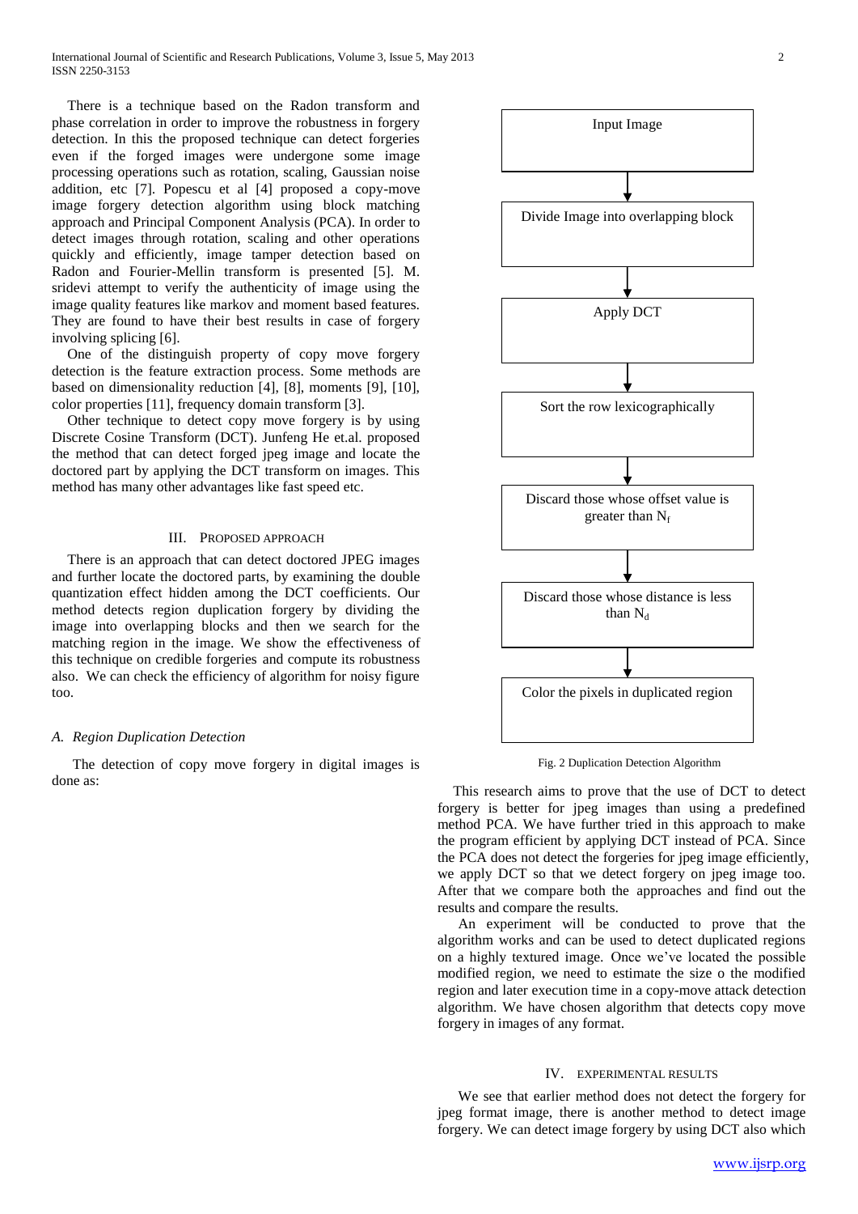There is a technique based on the Radon transform and phase correlation in order to improve the robustness in forgery detection. In this the proposed technique can detect forgeries even if the forged images were undergone some image processing operations such as rotation, scaling, Gaussian noise addition, etc [7]. Popescu et al [4] proposed a copy-move image forgery detection algorithm using block matching approach and Principal Component Analysis (PCA). In order to detect images through rotation, scaling and other operations quickly and efficiently, image tamper detection based on Radon and Fourier-Mellin transform is presented [5]. M. sridevi attempt to verify the authenticity of image using the image quality features like markov and moment based features. They are found to have their best results in case of forgery involving splicing [6].

One of the distinguish property of copy move forgery detection is the feature extraction process. Some methods are based on dimensionality reduction [4], [8], moments [9], [10], color properties [11], frequency domain transform [3].

Other technique to detect copy move forgery is by using Discrete Cosine Transform (DCT). Junfeng He et.al. proposed the method that can detect forged jpeg image and locate the doctored part by applying the DCT transform on images. This method has many other advantages like fast speed etc.

## III. Proposed Approach

There is an approach that can detect doctored JPEG images and further locate the doctored parts, by examining the double quantization effect hidden among the DCT coefficients. Our method detects region duplication forgery by dividing the image into overlapping blocks and then we search for the matching region in the image. We show the effectiveness of this technique on credible forgeries and compute its robustness also. We can check the efficiency of algorithm for noisy figure too.

### *A. Region Duplication Detection*

The detection of copy move forgery in digital images is done as:

Input Image
↓
Divide Image into overlapping block
↓
Apply DCT
↓
Sort the row lexicographically
↓
Discard those whose offset value is greater than $N_f$
↓
Discard those whose distance is less than $N_d$
↓
Color the pixels in duplicated region

Fig. 2 Duplication Detection Algorithm

This research aims to prove that the use of DCT to detect forgery is better for jpeg images than using a predefined method PCA. We have further tried in this approach to make the program efficient by applying DCT instead of PCA. Since the PCA does not detect the forgeries for jpeg image efficiently, we apply DCT so that we detect forgery on jpeg image too. After that we compare both the approaches and find out the results and compare the results.

An experiment will be conducted to prove that the algorithm works and can be used to detect duplicated regions on a highly textured image. Once we've located the possible modified region, we need to estimate the size o the modified region and later execution time in a copy-move attack detection algorithm. We have chosen algorithm that detects copy move forgery in images of any format.

## IV. Experimental Results

We see that earlier method does not detect the forgery for jpeg format image, there is another method to detect image forgery. We can detect image forgery by using DCT also which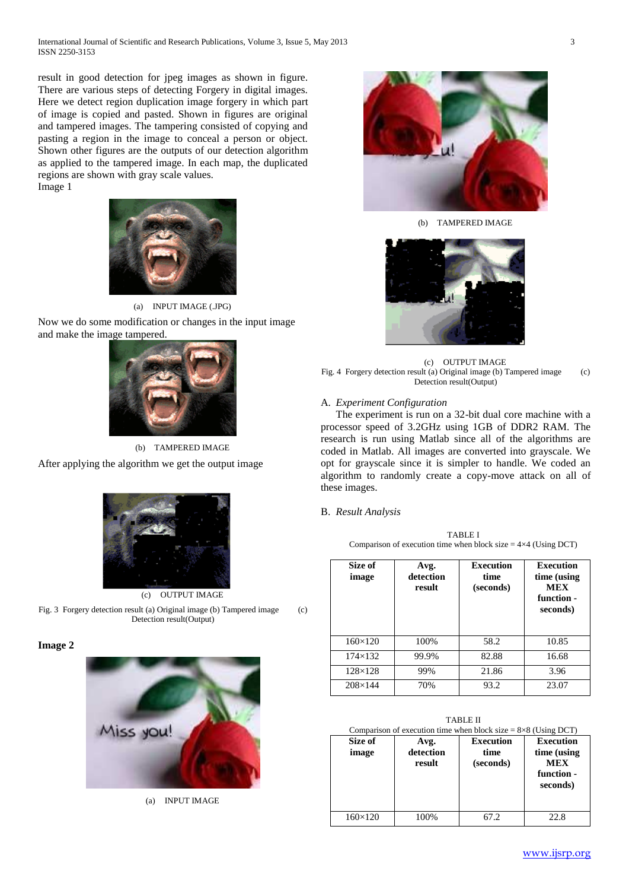result in good detection for jpeg images as shown in figure. There are various steps of detecting Forgery in digital images. Here we detect region duplication image forgery in which part of image is copied and pasted. Shown in figures are original and tampered images. The tampering consisted of copying and pasting a region in the image to conceal a person or object. Shown other figures are the outputs of our detection algorithm as applied to the tampered image. In each map, the duplicated regions are shown with gray scale values.

Image 1

(a) INPUT IMAGE (.JPG)

Now we do some modification or changes in the input image and make the image tampered.

(b) TAMPERED IMAGE

After applying the algorithm we get the output image

(c) OUTPUT IMAGE

Fig. 3 Forgery detection result (a) Original image (b) Tampered image (c) Detection result(Output)

**Image 2**

(a) INPUT IMAGE

(b) TAMPERED IMAGE

(c) OUTPUT IMAGE

Fig. 4 Forgery detection result (a) Original image (b) Tampered image (c) Detection result(Output)

### A. *Experiment Configuration*

The experiment is run on a 32-bit dual core machine with a processor speed of 3.2GHz using 1GB of DDR2 RAM. The research is run using Matlab since all of the algorithms are coded in Matlab. All images are converted into grayscale. We opt for grayscale since it is simpler to handle. We coded an algorithm to randomly create a copy-move attack on all of these images.

### B. *Result Analysis*

TABLE I
Comparison of execution time when block size = 4×4 (Using DCT)

| Size of image | Avg. detection result | Execution time (seconds) | Execution time (using MEX function - seconds) |
|---|---|---|---|
| 160×120 | 100% | 58.2 | 10.85 |
| 174×132 | 99.9% | 82.88 | 16.68 |
| 128×128 | 99% | 21.86 | 3.96 |
| 208×144 | 70% | 93.2 | 23.07 |

TABLE II
Comparison of execution time when block size = 8×8 (Using DCT)

| Size of image | Avg. detection result | Execution time (seconds) | Execution time (using MEX function - seconds) |
|---|---|---|---|
| 160×120 | 100% | 67.2 | 22.8 |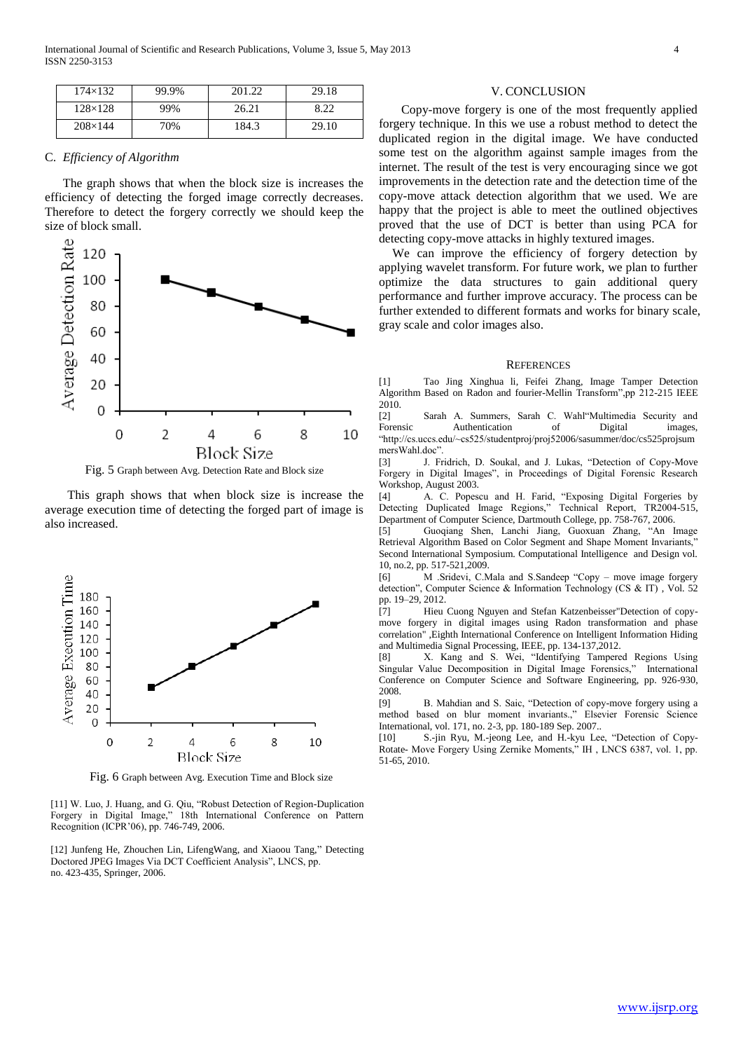| | | | |
|---|---|---|---|
| 174×132 | 99.9% | 201.22 | 29.18 |
| 128×128 | 99% | 26.21 | 8.22 |
| 208×144 | 70% | 184.3 | 29.10 |

### C. *Efficiency of Algorithm*

The graph shows that when the block size is increases the efficiency of detecting the forged image correctly decreases. Therefore to detect the forgery correctly we should keep the size of block small.

Average Detection Rate
120
100
80
60
40
20
0
0 2 4 6 8 10
Block Size

Fig. 5 Graph between Avg. Detection Rate and Block size

This graph shows that when block size is increase the average execution time of detecting the forged part of image is also increased.

Average Execution Time
180
160
140
120
100
80
60
40
20
0
0 2 4 6 8 10
Block Size

Fig. 6 Graph between Avg. Execution Time and Block size

## V. CONCLUSION

Copy-move forgery is one of the most frequently applied forgery technique. In this we use a robust method to detect the duplicated region in the digital image. We have conducted some test on the algorithm against sample images from the internet. The result of the test is very encouraging since we got improvements in the detection rate and the detection time of the copy-move attack detection algorithm that we used. We are happy that the project is able to meet the outlined objectives proved that the use of DCT is better than using PCA for detecting copy-move attacks in highly textured images.

We can improve the efficiency of forgery detection by applying wavelet transform. For future work, we plan to further optimize the data structures to gain additional query performance and further improve accuracy. The process can be further extended to different formats and works for binary scale, gray scale and color images also.

## REFERENCES

[1] Tao Jing Xinghua li, Feifei Zhang, Image Tamper Detection Algorithm Based on Radon and fourier-Mellin Transform",pp 212-215 IEEE 2010.

[2] Sarah A. Summers, Sarah C. Wahl"Multimedia Security and Forensic Authentication of Digital images, "http://cs.uccs.edu/~cs525/studentproj/proj52006/sasummer/doc/cs525projsummersWahl.doc".

[3] J. Fridrich, D. Soukal, and J. Lukas, "Detection of Copy-Move Forgery in Digital Images", in Proceedings of Digital Forensic Research Workshop, August 2003.

[4] A. C. Popescu and H. Farid, "Exposing Digital Forgeries by Detecting Duplicated Image Regions," Technical Report, TR2004-515, Department of Computer Science, Dartmouth College, pp. 758-767, 2006.

[5] Guoqiang Shen, Lanchi Jiang, Guoxuan Zhang, "An Image Retrieval Algorithm Based on Color Segment and Shape Moment Invariants," Second International Symposium. Computational Intelligence and Design vol. 10, no.2, pp. 517-521,2009.

[6] M .Sridevi, C.Mala and S.Sandeep "Copy – move image forgery detection", Computer Science & Information Technology (CS & IT) , Vol. 52 pp. 19–29, 2012.

[7] Hieu Cuong Nguyen and Stefan Katzenbeisser"Detection of copy-move forgery in digital images using Radon transformation and phase correlation" ,Eighth International Conference on Intelligent Information Hiding and Multimedia Signal Processing, IEEE, pp. 134-137,2012.

[8] X. Kang and S. Wei, "Identifying Tampered Regions Using Singular Value Decomposition in Digital Image Forensics," International Conference on Computer Science and Software Engineering, pp. 926-930, 2008.

[9] B. Mahdian and S. Saic, "Detection of copy-move forgery using a method based on blur moment invariants.," Elsevier Forensic Science International, vol. 171, no. 2-3, pp. 180-189 Sep. 2007..

[10] S.-jin Ryu, M.-jeong Lee, and H.-kyu Lee, "Detection of Copy-Rotate- Move Forgery Using Zernike Moments," IH , LNCS 6387, vol. 1, pp. 51-65, 2010.

[11] W. Luo, J. Huang, and G. Qiu, "Robust Detection of Region-Duplication Forgery in Digital Image," 18th International Conference on Pattern Recognition (ICPR'06), pp. 746-749, 2006.

[12] Junfeng He, Zhouchen Lin, LifengWang, and Xiaoou Tang," Detecting Doctored JPEG Images Via DCT Coefficient Analysis", LNCS, pp. no. 423-435, Springer, 2006.